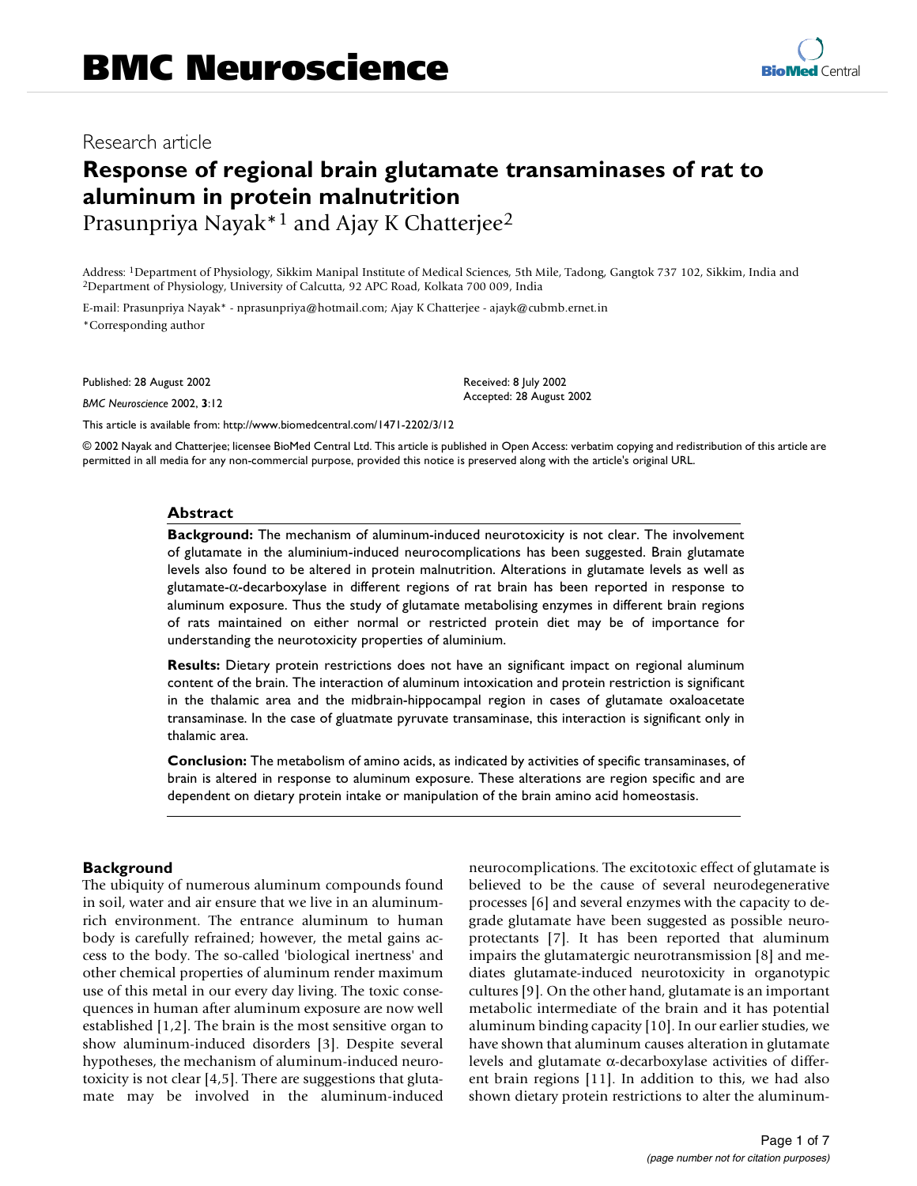# BMC Neuroscience

Research article

## Response of regional brain glutamate transaminases of rat to aluminum in protein malnutrition

Prasunpriya Nayak*[1] and Ajay K Chatterjee[2]

Address: [1]Department of Physiology, Sikkim Manipal Institute of Medical Sciences, 5th Mile, Tadong, Gangtok 737 102, Sikkim, India and [2]Department of Physiology, University of Calcutta, 92 APC Road, Kolkata 700 009, India

E-mail: Prasunpriya Nayak* - nprasunpriya@hotmail.com; Ajay K Chatterjee - ajayk@cubmb.ernet.in

*Corresponding author

Published: 28 August 2002

*BMC Neuroscience* 2002, **3**:12

Received: 8 July 2002

Accepted: 28 August 2002

This article is available from: http://www.biomedcentral.com/1471-2202/3/12

© 2002 Nayak and Chatterjee; licensee BioMed Central Ltd. This article is published in Open Access: verbatim copying and redistribution of this article are permitted in all media for any non-commercial purpose, provided this notice is preserved along with the article's original URL.

### Abstract

**Background:** The mechanism of aluminum-induced neurotoxicity is not clear. The involvement of glutamate in the aluminium-induced neurocomplications has been suggested. Brain glutamate levels also found to be altered in protein malnutrition. Alterations in glutamate levels as well as glutamate-$\alpha$-decarboxylase in different regions of rat brain has been reported in response to aluminum exposure. Thus the study of glutamate metabolising enzymes in different brain regions of rats maintained on either normal or restricted protein diet may be of importance for understanding the neurotoxicity properties of aluminium.

**Results:** Dietary protein restrictions does not have an significant impact on regional aluminum content of the brain. The interaction of aluminum intoxication and protein restriction is significant in the thalamic area and the midbrain-hippocampal region in cases of glutamate oxaloacetate transaminase. In the case of gluatmate pyruvate transaminase, this interaction is significant only in thalamic area.

**Conclusion:** The metabolism of amino acids, as indicated by activities of specific transaminases, of brain is altered in response to aluminum exposure. These alterations are region specific and are dependent on dietary protein intake or manipulation of the brain amino acid homeostasis.

### Background

The ubiquity of numerous aluminum compounds found in soil, water and air ensure that we live in an aluminum-rich environment. The entrance aluminum to human body is carefully refrained; however, the metal gains access to the body. The so-called 'biological inertness' and other chemical properties of aluminum render maximum use of this metal in our every day living. The toxic consequences in human after aluminum exposure are now well established [1,2]. The brain is the most sensitive organ to show aluminum-induced disorders [3]. Despite several hypotheses, the mechanism of aluminum-induced neurotoxicity is not clear [4,5]. There are suggestions that glutamate may be involved in the aluminum-induced neurocomplications. The excitotoxic effect of glutamate is believed to be the cause of several neurodegenerative processes [6] and several enzymes with the capacity to degrade glutamate have been suggested as possible neuroprotectants [7]. It has been reported that aluminum impairs the glutamatergic neurotransmission [8] and mediates glutamate-induced neurotoxicity in organotypic cultures [9]. On the other hand, glutamate is an important metabolic intermediate of the brain and it has potential aluminum binding capacity [10]. In our earlier studies, we have shown that aluminum causes alteration in glutamate levels and glutamate $\alpha$-decarboxylase activities of different brain regions [11]. In addition to this, we had also shown dietary protein restrictions to alter the aluminum-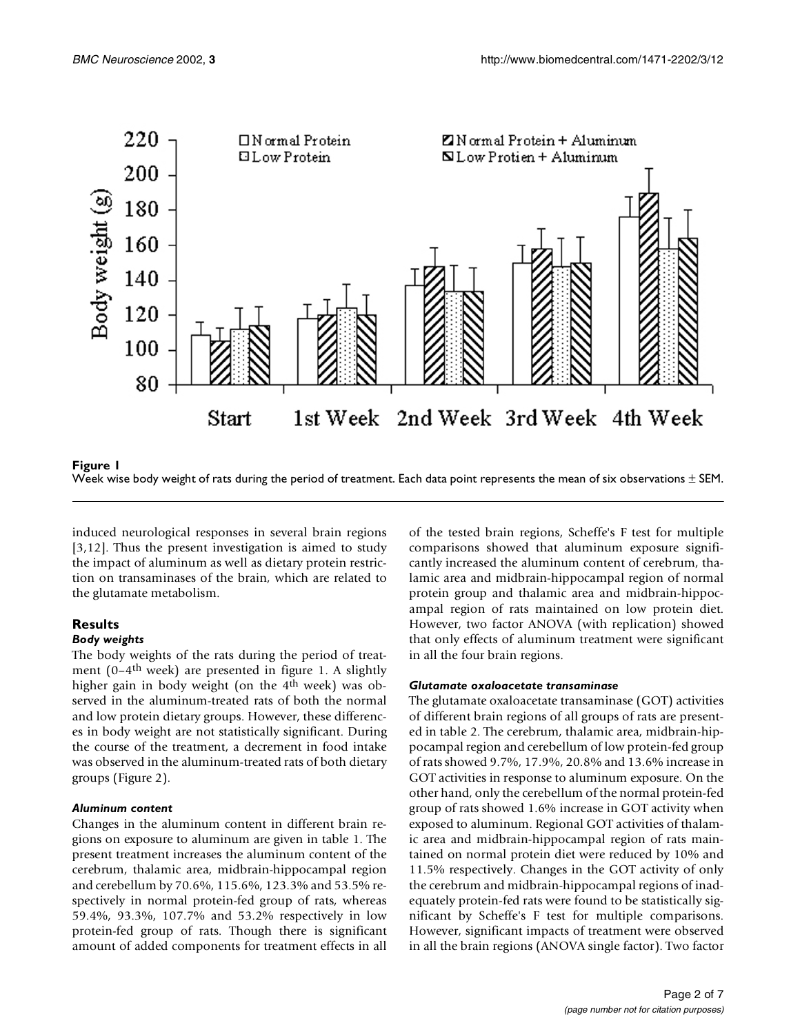**Figure 1**
Week wise body weight of rats during the period of treatment. Each data point represents the mean of six observations ± SEM.

induced neurological responses in several brain regions [3,12]. Thus the present investigation is aimed to study the impact of aluminum as well as dietary protein restriction on transaminases of the brain, which are related to the glutamate metabolism.

## Results

### *Body weights*

The body weights of the rats during the period of treatment (0–4[th] week) are presented in figure 1. A slightly higher gain in body weight (on the 4[th] week) was observed in the aluminum-treated rats of both the normal and low protein dietary groups. However, these differences in body weight are not statistically significant. During the course of the treatment, a decrement in food intake was observed in the aluminum-treated rats of both dietary groups (Figure 2).

### *Aluminum content*

Changes in the aluminum content in different brain regions on exposure to aluminum are given in table 1. The present treatment increases the aluminum content of the cerebrum, thalamic area, midbrain-hippocampal region and cerebellum by 70.6%, 115.6%, 123.3% and 53.5% respectively in normal protein-fed group of rats, whereas 59.4%, 93.3%, 107.7% and 53.2% respectively in low protein-fed group of rats. Though there is significant amount of added components for treatment effects in all of the tested brain regions, Scheffe's F test for multiple comparisons showed that aluminum exposure significantly increased the aluminum content of cerebrum, thalamic area and midbrain-hippocampal region of normal protein group and thalamic area and midbrain-hippocampal region of rats maintained on low protein diet. However, two factor ANOVA (with replication) showed that only effects of aluminum treatment were significant in all the four brain regions.

### *Glutamate oxaloacetate transaminase*

The glutamate oxaloacetate transaminase (GOT) activities of different brain regions of all groups of rats are presented in table 2. The cerebrum, thalamic area, midbrain-hippocampal region and cerebellum of low protein-fed group of rats showed 9.7%, 17.9%, 20.8% and 13.6% increase in GOT activities in response to aluminum exposure. On the other hand, only the cerebellum of the normal protein-fed group of rats showed 1.6% increase in GOT activity when exposed to aluminum. Regional GOT activities of thalamic area and midbrain-hippocampal region of rats maintained on normal protein diet were reduced by 10% and 11.5% respectively. Changes in the GOT activity of only the cerebrum and midbrain-hippocampal regions of inadequately protein-fed rats were found to be statistically significant by Scheffe's F test for multiple comparisons. However, significant impacts of treatment were observed in all the brain regions (ANOVA single factor). Two factor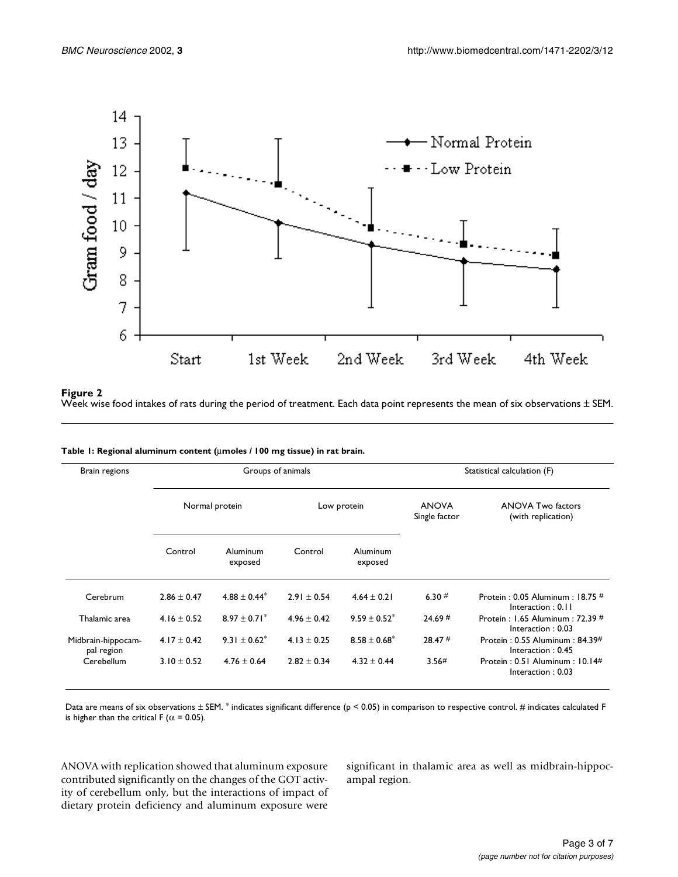**Figure 2**
Week wise food intakes of rats during the period of treatment. Each data point represents the mean of six observations ± SEM.

**Table 1: Regional aluminum content (μmoles / 100 mg tissue) in rat brain.**

| Brain regions | Groups of animals | | | | Statistical calculation (F) | |
|---|---|---|---|---|---|---|
| | Normal protein | | Low protein | | ANOVA Single factor | ANOVA Two factors (with replication) |
| | Control | Aluminum exposed | Control | Aluminum exposed | | |
| Cerebrum | 2.86 ± 0.47 | 4.88 ± 0.44* | 2.91 ± 0.54 | 4.64 ± 0.21 | 6.30 # | Protein : 0.05 Aluminum : 18.75 # Interaction : 0.11 |
| Thalamic area | 4.16 ± 0.52 | 8.97 ± 0.71* | 4.96 ± 0.42 | 9.59 ± 0.52* | 24.69 # | Protein : 1.65 Aluminum : 72.39 # Interaction : 0.03 |
| Midbrain-hippocampal region | 4.17 ± 0.42 | 9.31 ± 0.62* | 4.13 ± 0.25 | 8.58 ± 0.68* | 28.47 # | Protein : 0.55 Aluminum : 84.39# Interaction : 0.45 |
| Cerebellum | 3.10 ± 0.52 | 4.76 ± 0.64 | 2.82 ± 0.34 | 4.32 ± 0.44 | 3.56# | Protein : 0.51 Aluminum : 10.14# Interaction : 0.03 |

Data are means of six observations ± SEM. * indicates significant difference ($p < 0.05$) in comparison to respective control. # indicates calculated F is higher than the critical F ($\alpha = 0.05$).

ANOVA with replication showed that aluminum exposure contributed significantly on the changes of the GOT activity of cerebellum only, but the interactions of impact of dietary protein deficiency and aluminum exposure were significant in thalamic area as well as midbrain-hippocampal region.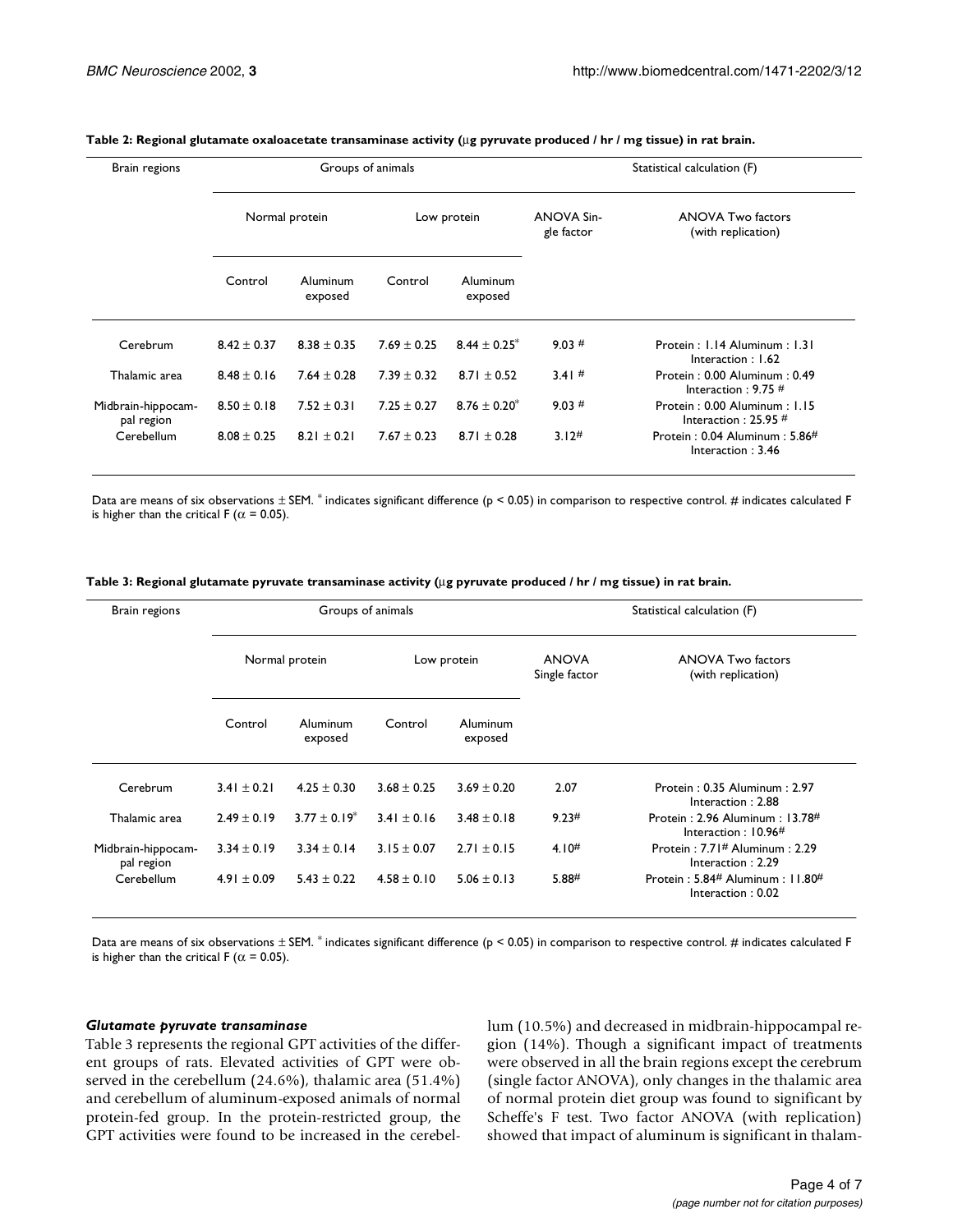**Table 2: Regional glutamate oxaloacetate transaminase activity (μg pyruvate produced / hr / mg tissue) in rat brain.**

| Brain regions | Groups of animals | | | | Statistical calculation (F) | |
|---|---|---|---|---|---|---|
| | Normal protein | | Low protein | | ANOVA Single factor | ANOVA Two factors (with replication) |
| | Control | Aluminum exposed | Control | Aluminum exposed | | |
| Cerebrum | 8.42 ± 0.37 | 8.38 ± 0.35 | 7.69 ± 0.25 | 8.44 ± 0.25* | 9.03 # | Protein : 1.14 Aluminum : 1.31 Interaction : 1.62 |
| Thalamic area | 8.48 ± 0.16 | 7.64 ± 0.28 | 7.39 ± 0.32 | 8.71 ± 0.52 | 3.41 # | Protein : 0.00 Aluminum : 0.49 Interaction : 9.75 # |
| Midbrain-hippocampal region | 8.50 ± 0.18 | 7.52 ± 0.31 | 7.25 ± 0.27 | 8.76 ± 0.20* | 9.03 # | Protein : 0.00 Aluminum : 1.15 Interaction : 25.95 # |
| Cerebellum | 8.08 ± 0.25 | 8.21 ± 0.21 | 7.67 ± 0.23 | 8.71 ± 0.28 | 3.12# | Protein : 0.04 Aluminum : 5.86# Interaction : 3.46 |

Data are means of six observations ± SEM. * indicates significant difference ($p < 0.05$) in comparison to respective control. # indicates calculated F is higher than the critical F ($\alpha = 0.05$).

**Table 3: Regional glutamate pyruvate transaminase activity (μg pyruvate produced / hr / mg tissue) in rat brain.**

| Brain regions | Groups of animals | | | | Statistical calculation (F) | |
|---|---|---|---|---|---|---|
| | Normal protein | | Low protein | | ANOVA Single factor | ANOVA Two factors (with replication) |
| | Control | Aluminum exposed | Control | Aluminum exposed | | |
| Cerebrum | 3.41 ± 0.21 | 4.25 ± 0.30 | 3.68 ± 0.25 | 3.69 ± 0.20 | 2.07 | Protein : 0.35 Aluminum : 2.97 Interaction : 2.88 |
| Thalamic area | 2.49 ± 0.19 | 3.77 ± 0.19* | 3.41 ± 0.16 | 3.48 ± 0.18 | 9.23# | Protein : 2.96 Aluminum : 13.78# Interaction : 10.96# |
| Midbrain-hippocampal region | 3.34 ± 0.19 | 3.34 ± 0.14 | 3.15 ± 0.07 | 2.71 ± 0.15 | 4.10# | Protein : 7.71# Aluminum : 2.29 Interaction : 2.29 |
| Cerebellum | 4.91 ± 0.09 | 5.43 ± 0.22 | 4.58 ± 0.10 | 5.06 ± 0.13 | 5.88# | Protein : 5.84# Aluminum : 11.80# Interaction : 0.02 |

Data are means of six observations ± SEM. * indicates significant difference ($p < 0.05$) in comparison to respective control. # indicates calculated F is higher than the critical F ($\alpha = 0.05$).

### *Glutamate pyruvate transaminase*

Table 3 represents the regional GPT activities of the different groups of rats. Elevated activities of GPT were observed in the cerebellum (24.6%), thalamic area (51.4%) and cerebellum of aluminum-exposed animals of normal protein-fed group. In the protein-restricted group, the GPT activities were found to be increased in the cerebellum (10.5%) and decreased in midbrain-hippocampal region (14%). Though a significant impact of treatments were observed in all the brain regions except the cerebrum (single factor ANOVA), only changes in the thalamic area of normal protein diet group was found to significant by Scheffe's F test. Two factor ANOVA (with replication) showed that impact of aluminum is significant in thalam-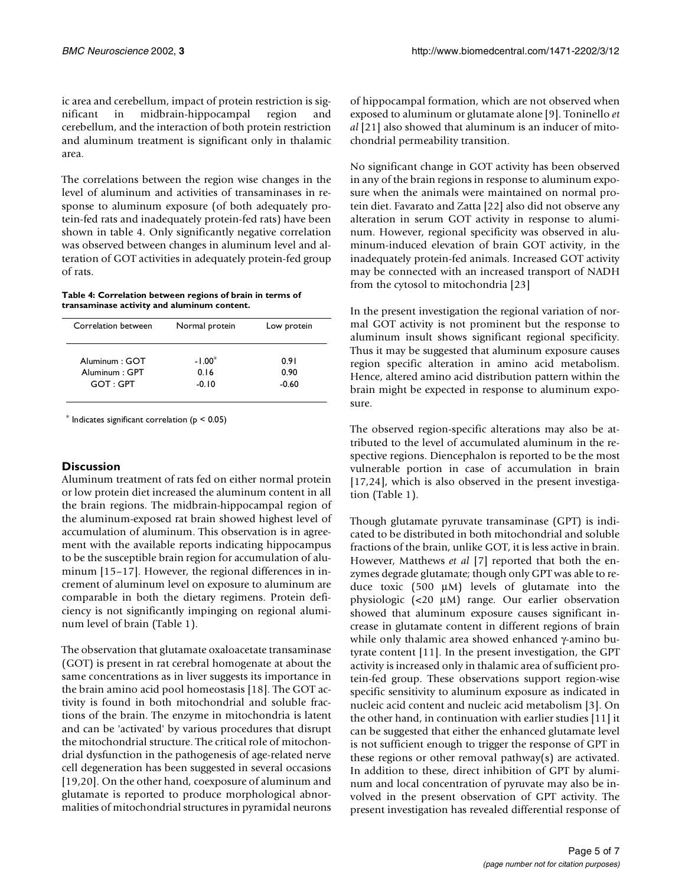ic area and cerebellum, impact of protein restriction is significant in midbrain-hippocampal region and cerebellum, and the interaction of both protein restriction and aluminum treatment is significant only in thalamic area.

The correlations between the region wise changes in the level of aluminum and activities of transaminases in response to aluminum exposure (of both adequately protein-fed rats and inadequately protein-fed rats) have been shown in table 4. Only significantly negative correlation was observed between changes in aluminum level and alteration of GOT activities in adequately protein-fed group of rats.

**Table 4: Correlation between regions of brain in terms of transaminase activity and aluminum content.**

| Correlation between | Normal protein | Low protein |
|---|---|---|
| Aluminum : GOT | -1.00* | 0.91 |
| Aluminum : GPT | 0.16 | 0.90 |
| GOT : GPT | -0.10 | -0.60 |

\* Indicates significant correlation ($p < 0.05$)

## Discussion

Aluminum treatment of rats fed on either normal protein or low protein diet increased the aluminum content in all the brain regions. The midbrain-hippocampal region of the aluminum-exposed rat brain showed highest level of accumulation of aluminum. This observation is in agreement with the available reports indicating hippocampus to be the susceptible brain region for accumulation of aluminum [15–17]. However, the regional differences in increment of aluminum level on exposure to aluminum are comparable in both the dietary regimens. Protein deficiency is not significantly impinging on regional aluminum level of brain (Table 1).

The observation that glutamate oxaloacetate transaminase (GOT) is present in rat cerebral homogenate at about the same concentrations as in liver suggests its importance in the brain amino acid pool homeostasis [18]. The GOT activity is found in both mitochondrial and soluble fractions of the brain. The enzyme in mitochondria is latent and can be 'activated' by various procedures that disrupt the mitochondrial structure. The critical role of mitochondrial dysfunction in the pathogenesis of age-related nerve cell degeneration has been suggested in several occasions [19,20]. On the other hand, coexposure of aluminum and glutamate is reported to produce morphological abnormalities of mitochondrial structures in pyramidal neurons of hippocampal formation, which are not observed when exposed to aluminum or glutamate alone [9]. Toninello *et al* [21] also showed that aluminum is an inducer of mitochondrial permeability transition.

No significant change in GOT activity has been observed in any of the brain regions in response to aluminum exposure when the animals were maintained on normal protein diet. Favarato and Zatta [22] also did not observe any alteration in serum GOT activity in response to aluminum. However, regional specificity was observed in aluminum-induced elevation of brain GOT activity, in the inadequately protein-fed animals. Increased GOT activity may be connected with an increased transport of NADH from the cytosol to mitochondria [23]

In the present investigation the regional variation of normal GOT activity is not prominent but the response to aluminum insult shows significant regional specificity. Thus it may be suggested that aluminum exposure causes region specific alteration in amino acid metabolism. Hence, altered amino acid distribution pattern within the brain might be expected in response to aluminum exposure.

The observed region-specific alterations may also be attributed to the level of accumulated aluminum in the respective regions. Diencephalon is reported to be the most vulnerable portion in case of accumulation in brain [17,24], which is also observed in the present investigation (Table 1).

Though glutamate pyruvate transaminase (GPT) is indicated to be distributed in both mitochondrial and soluble fractions of the brain, unlike GOT, it is less active in brain. However, Matthews *et al* [7] reported that both the enzymes degrade glutamate; though only GPT was able to reduce toxic (500 μM) levels of glutamate into the physiologic (<20 μM) range. Our earlier observation showed that aluminum exposure causes significant increase in glutamate content in different regions of brain while only thalamic area showed enhanced γ-amino butyrate content [11]. In the present investigation, the GPT activity is increased only in thalamic area of sufficient protein-fed group. These observations support region-wise specific sensitivity to aluminum exposure as indicated in nucleic acid content and nucleic acid metabolism [3]. On the other hand, in continuation with earlier studies [11] it can be suggested that either the enhanced glutamate level is not sufficient enough to trigger the response of GPT in these regions or other removal pathway(s) are activated. In addition to these, direct inhibition of GPT by aluminum and local concentration of pyruvate may also be involved in the present observation of GPT activity. The present investigation has revealed differential response of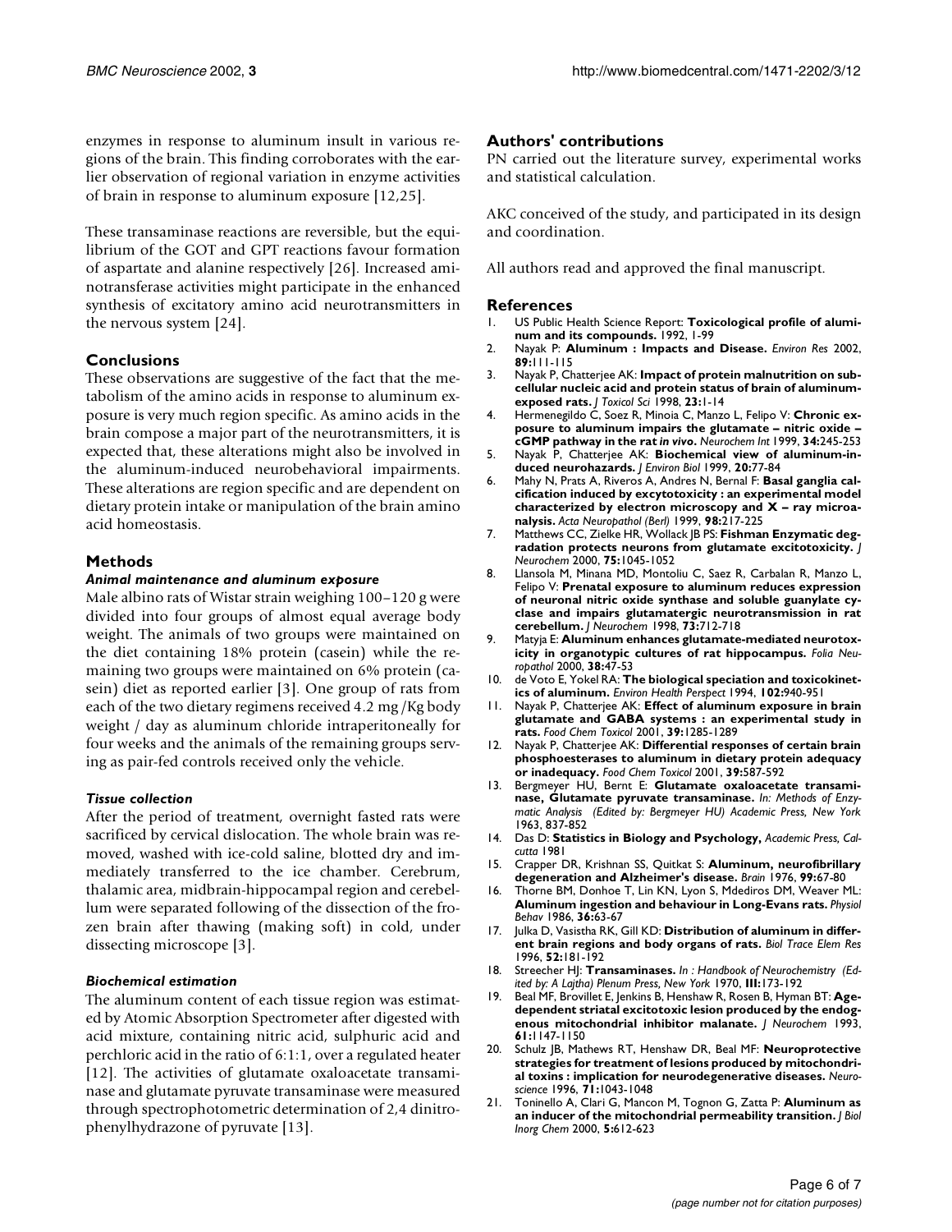enzymes in response to aluminum insult in various regions of the brain. This finding corroborates with the earlier observation of regional variation in enzyme activities of brain in response to aluminum exposure [12,25].

These transaminase reactions are reversible, but the equilibrium of the GOT and GPT reactions favour formation of aspartate and alanine respectively [26]. Increased aminotransferase activities might participate in the enhanced synthesis of excitatory amino acid neurotransmitters in the nervous system [24].

## Conclusions

These observations are suggestive of the fact that the metabolism of the amino acids in response to aluminum exposure is very much region specific. As amino acids in the brain compose a major part of the neurotransmitters, it is expected that, these alterations might also be involved in the aluminum-induced neurobehavioral impairments. These alterations are region specific and are dependent on dietary protein intake or manipulation of the brain amino acid homeostasis.

## Methods

### *Animal maintenance and aluminum exposure*

Male albino rats of Wistar strain weighing 100–120 g were divided into four groups of almost equal average body weight. The animals of two groups were maintained on the diet containing 18% protein (casein) while the remaining two groups were maintained on 6% protein (casein) diet as reported earlier [3]. One group of rats from each of the two dietary regimens received 4.2 mg /Kg body weight / day as aluminum chloride intraperitoneally for four weeks and the animals of the remaining groups serving as pair-fed controls received only the vehicle.

### *Tissue collection*

After the period of treatment, overnight fasted rats were sacrificed by cervical dislocation. The whole brain was removed, washed with ice-cold saline, blotted dry and immediately transferred to the ice chamber. Cerebrum, thalamic area, midbrain-hippocampal region and cerebellum were separated following of the dissection of the frozen brain after thawing (making soft) in cold, under dissecting microscope [3].

### *Biochemical estimation*

The aluminum content of each tissue region was estimated by Atomic Absorption Spectrometer after digested with acid mixture, containing nitric acid, sulphuric acid and perchloric acid in the ratio of 6:1:1, over a regulated heater [12]. The activities of glutamate oxaloacetate transaminase and glutamate pyruvate transaminase were measured through spectrophotometric determination of 2,4 dinitrophenylhydrazone of pyruvate [13].

## Authors' contributions

PN carried out the literature survey, experimental works and statistical calculation.

AKC conceived of the study, and participated in its design and coordination.

All authors read and approved the final manuscript.

## References

1. US Public Health Science Report: **Toxicological profile of aluminum and its compounds.** 1992, 1-99
2. Nayak P: **Aluminum : Impacts and Disease.** *Environ Res* 2002, **89:**111-115
3. Nayak P, Chatterjee AK: **Impact of protein malnutrition on subcellular nucleic acid and protein status of brain of aluminum-exposed rats.** *J Toxicol Sci* 1998, **23:**1-14
4. Hermenegildo C, Soez R, Minoia C, Manzo L, Felipo V: **Chronic exposure to aluminum impairs the glutamate – nitric oxide – cGMP pathway in the rat *in vivo*.** *Neurochem Int* 1999, **34:**245-253
5. Nayak P, Chatterjee AK: **Biochemical view of aluminum-induced neurohazards.** *J Environ Biol* 1999, **20:**77-84
6. Mahy N, Prats A, Riveros A, Andres N, Bernal F: **Basal ganglia calcification induced by excytotoxicity : an experimental model characterized by electron microscopy and X – ray microanalysis.** *Acta Neuropathol (Berl)* 1999, **98:**217-225
7. Matthews CC, Zielke HR, Wollack JB PS: **Fishman Enzymatic degradation protects neurons from glutamate excitotoxicity.** *J Neurochem* 2000, **75:**1045-1052
8. Llansola M, Minana MD, Montoliu C, Saez R, Carbalan R, Manzo L, Felipo V: **Prenatal exposure to aluminum reduces expression of neuronal nitric oxide synthase and soluble guanylate cyclase and impairs glutamatergic neurotransmission in rat cerebellum.** *J Neurochem* 1998, **73:**712-718
9. Matyja E: **Aluminum enhances glutamate-mediated neurotoxicity in organotypic cultures of rat hippocampus.** *Folia Neuropathol* 2000, **38:**47-53
10. de Voto E, Yokel RA: **The biological speciation and toxicokinetics of aluminum.** *Environ Health Perspect* 1994, **102:**940-951
11. Nayak P, Chatterjee AK: **Effect of aluminum exposure in brain glutamate and GABA systems : an experimental study in rats.** *Food Chem Toxicol* 2001, **39:**1285-1289
12. Nayak P, Chatterjee AK: **Differential responses of certain brain phosphoesterases to aluminum in dietary protein adequacy or inadequacy.** *Food Chem Toxicol* 2001, **39:**587-592
13. Bergmeyer HU, Bernt E: **Glutamate oxaloacetate transaminase, Glutamate pyruvate transaminase.** *In: Methods of Enzymatic Analysis (Edited by: Bergmeyer HU) Academic Press, New York* 1963, 837-852
14. Das D: **Statistics in Biology and Psychology,** *Academic Press, Calcutta* 1981
15. Crapper DR, Krishnan SS, Quitkat S: **Aluminum, neurofibrillary degeneration and Alzheimer's disease.** *Brain* 1976, **99:**67-80
16. Thorne BM, Donhoe T, Lin KN, Lyon S, Mdediros DM, Weaver ML: **Aluminum ingestion and behaviour in Long-Evans rats.** *Physiol Behav* 1986, **36:**63-67
17. Julka D, Vasistha RK, Gill KD: **Distribution of aluminum in different brain regions and body organs of rats.** *Biol Trace Elem Res* 1996, **52:**181-192
18. Streecher HJ: **Transaminases.** *In : Handbook of Neurochemistry (Edited by: A Lajtha) Plenum Press, New York* 1970, **III:**173-192
19. Beal MF, Brovillet E, Jenkins B, Henshaw R, Rosen B, Hyman BT: **Age-dependent striatal excitotoxic lesion produced by the endogenous mitochondrial inhibitor malanate.** *J Neurochem* 1993, **61:**1147-1150
20. Schulz JB, Mathews RT, Henshaw DR, Beal MF: **Neuroprotective strategies for treatment of lesions produced by mitochondrial toxins : implication for neurodegenerative diseases.** *Neuroscience* 1996, **71:**1043-1048
21. Toninello A, Clari G, Mancon M, Tognon G, Zatta P: **Aluminum as an inducer of the mitochondrial permeability transition.** *J Biol Inorg Chem* 2000, **5:**612-623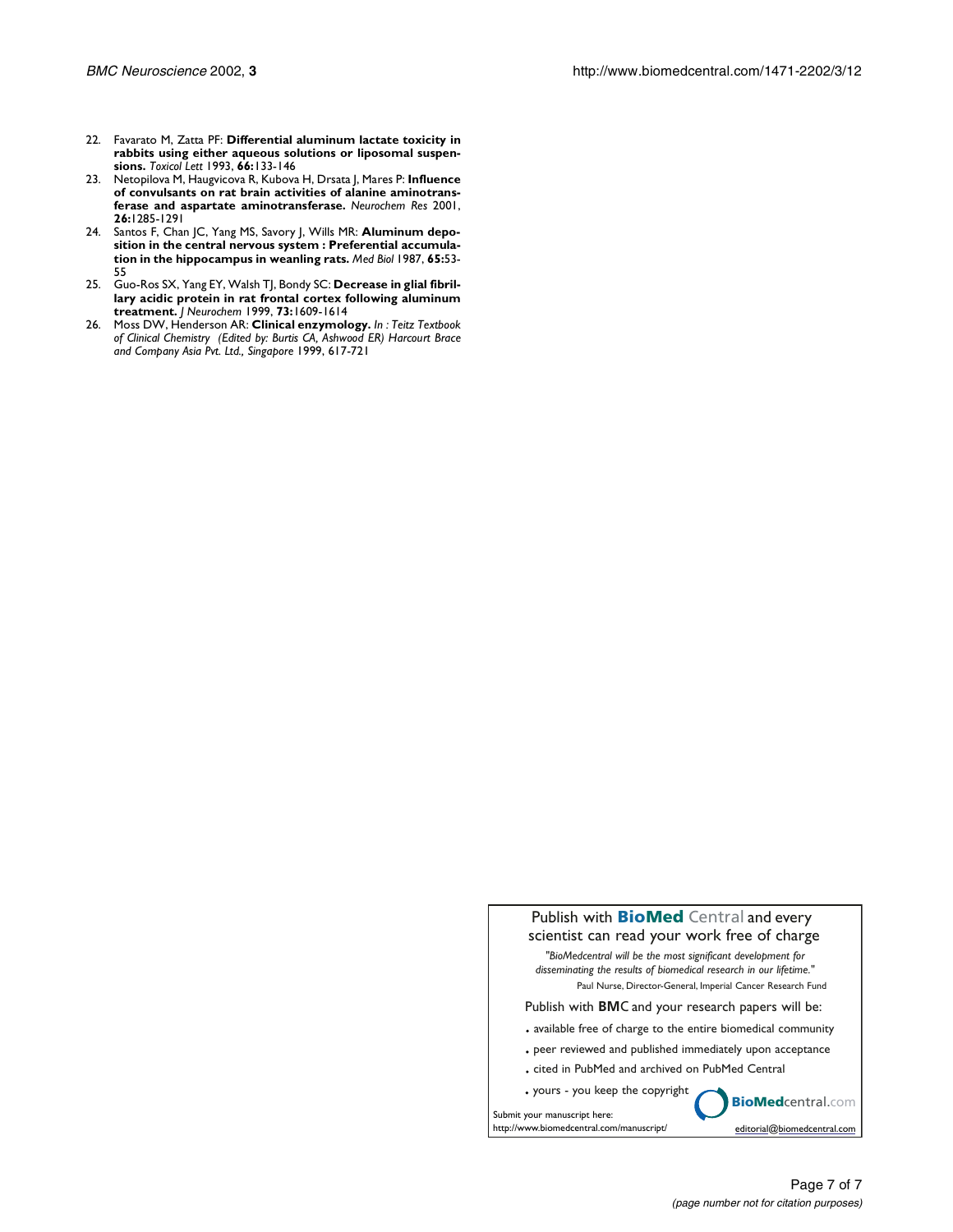22. Favarato M, Zatta PF: **Differential aluminum lactate toxicity in rabbits using either aqueous solutions or liposomal suspensions.** *Toxicol Lett* 1993, **66:**133-146
23. Netopilova M, Haugvicova R, Kubova H, Drsata J, Mares P: **Influence of convulsants on rat brain activities of alanine aminotransferase and aspartate aminotransferase.** *Neurochem Res* 2001, **26:**1285-1291
24. Santos F, Chan JC, Yang MS, Savory J, Wills MR: **Aluminum deposition in the central nervous system : Preferential accumulation in the hippocampus in weanling rats.** *Med Biol* 1987, **65:**53-55
25. Guo-Ros SX, Yang EY, Walsh TJ, Bondy SC: **Decrease in glial fibrillary acidic protein in rat frontal cortex following aluminum treatment.** *J Neurochem* 1999, **73:**1609-1614
26. Moss DW, Henderson AR: **Clinical enzymology.** *In : Teitz Textbook of Clinical Chemistry (Edited by: Burtis CA, Ashwood ER) Harcourt Brace and Company Asia Pvt. Ltd., Singapore* 1999, 617-721

Publish with **BioMed** Central and every scientist can read your work free of charge

*"BioMedcentral will be the most significant development for disseminating the results of biomedical research in our lifetime."*

Paul Nurse, Director-General, Imperial Cancer Research Fund

Publish with **BMC** and your research papers will be:

- available free of charge to the entire biomedical community
- peer reviewed and published immediately upon acceptance
- cited in PubMed and archived on PubMed Central
- yours - you keep the copyright

**BioMed**central.com

Submit your manuscript here:
http://www.biomedcentral.com/manuscript/

editorial@biomedcentral.com